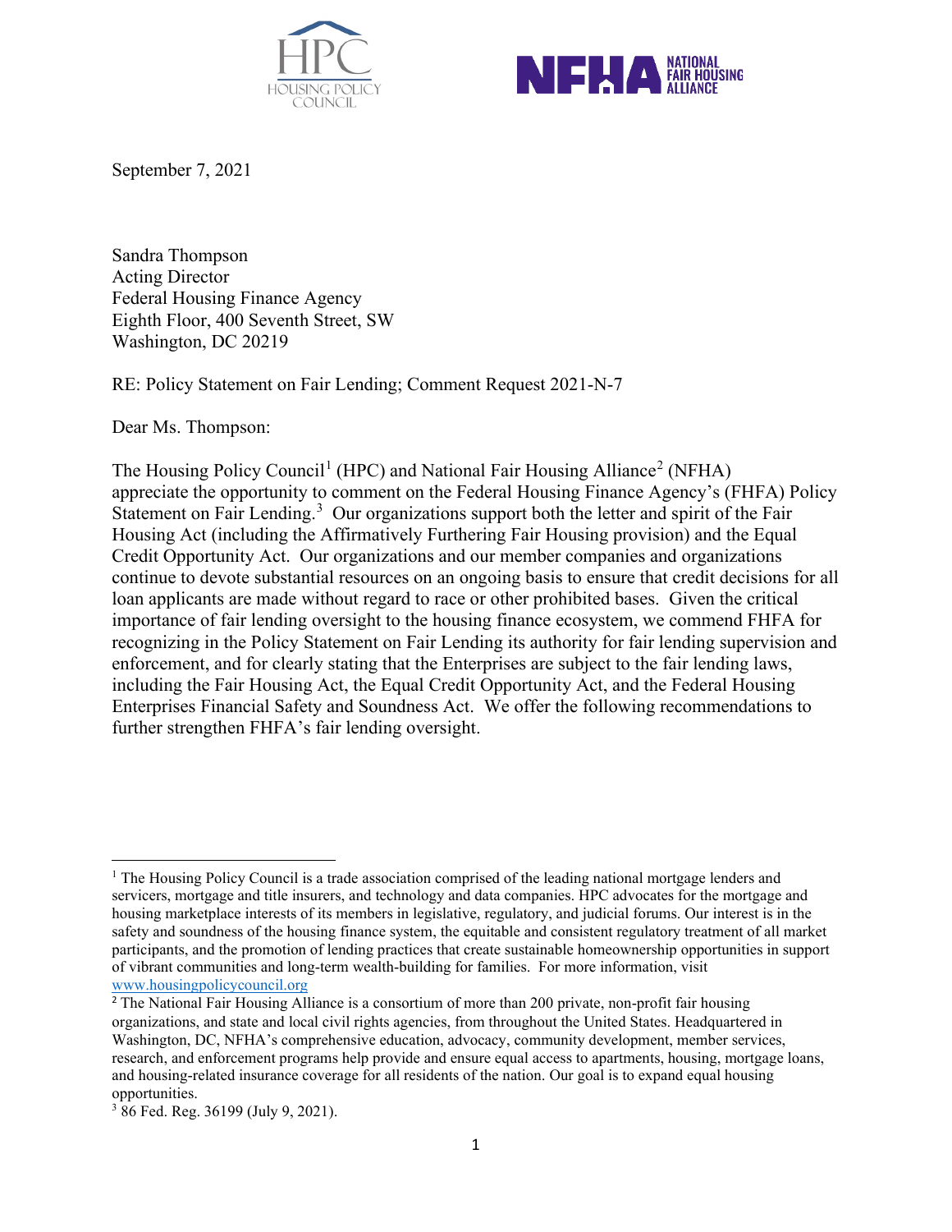September 7, 2021

Sandra Thompson
Acting Director
Federal Housing Finance Agency
Eighth Floor, 400 Seventh Street, SW
Washington, DC 20219

RE: Policy Statement on Fair Lending; Comment Request 2021-N-7

Dear Ms. Thompson:

The Housing Policy Council[1] (HPC) and National Fair Housing Alliance[2] (NFHA) appreciate the opportunity to comment on the Federal Housing Finance Agency's (FHFA) Policy Statement on Fair Lending.[3] Our organizations support both the letter and spirit of the Fair Housing Act (including the Affirmatively Furthering Fair Housing provision) and the Equal Credit Opportunity Act. Our organizations and our member companies and organizations continue to devote substantial resources on an ongoing basis to ensure that credit decisions for all loan applicants are made without regard to race or other prohibited bases. Given the critical importance of fair lending oversight to the housing finance ecosystem, we commend FHFA for recognizing in the Policy Statement on Fair Lending its authority for fair lending supervision and enforcement, and for clearly stating that the Enterprises are subject to the fair lending laws, including the Fair Housing Act, the Equal Credit Opportunity Act, and the Federal Housing Enterprises Financial Safety and Soundness Act. We offer the following recommendations to further strengthen FHFA's fair lending oversight.

---

[1] The Housing Policy Council is a trade association comprised of the leading national mortgage lenders and servicers, mortgage and title insurers, and technology and data companies. HPC advocates for the mortgage and housing marketplace interests of its members in legislative, regulatory, and judicial forums. Our interest is in the safety and soundness of the housing finance system, the equitable and consistent regulatory treatment of all market participants, and the promotion of lending practices that create sustainable homeownership opportunities in support of vibrant communities and long-term wealth-building for families. For more information, visit www.housingpolicycouncil.org

[2] The National Fair Housing Alliance is a consortium of more than 200 private, non-profit fair housing organizations, and state and local civil rights agencies, from throughout the United States. Headquartered in Washington, DC, NFHA's comprehensive education, advocacy, community development, member services, research, and enforcement programs help provide and ensure equal access to apartments, housing, mortgage loans, and housing-related insurance coverage for all residents of the nation. Our goal is to expand equal housing opportunities.

[3] 86 Fed. Reg. 36199 (July 9, 2021).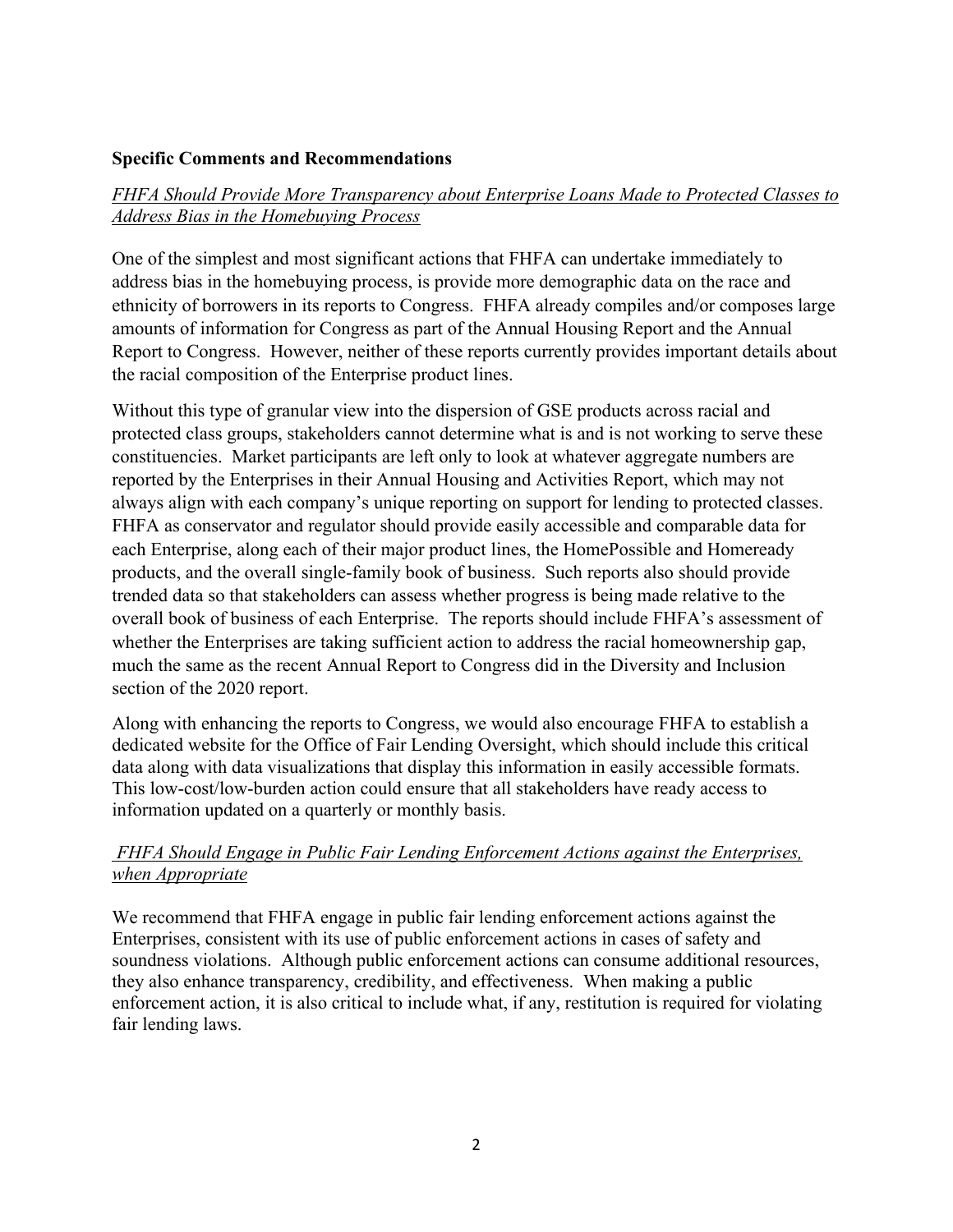**Specific Comments and Recommendations**

*FHFA Should Provide More Transparency about Enterprise Loans Made to Protected Classes to Address Bias in the Homebuying Process*

One of the simplest and most significant actions that FHFA can undertake immediately to address bias in the homebuying process, is provide more demographic data on the race and ethnicity of borrowers in its reports to Congress. FHFA already compiles and/or composes large amounts of information for Congress as part of the Annual Housing Report and the Annual Report to Congress. However, neither of these reports currently provides important details about the racial composition of the Enterprise product lines.

Without this type of granular view into the dispersion of GSE products across racial and protected class groups, stakeholders cannot determine what is and is not working to serve these constituencies. Market participants are left only to look at whatever aggregate numbers are reported by the Enterprises in their Annual Housing and Activities Report, which may not always align with each company's unique reporting on support for lending to protected classes. FHFA as conservator and regulator should provide easily accessible and comparable data for each Enterprise, along each of their major product lines, the HomePossible and Homeready products, and the overall single-family book of business. Such reports also should provide trended data so that stakeholders can assess whether progress is being made relative to the overall book of business of each Enterprise. The reports should include FHFA's assessment of whether the Enterprises are taking sufficient action to address the racial homeownership gap, much the same as the recent Annual Report to Congress did in the Diversity and Inclusion section of the 2020 report.

Along with enhancing the reports to Congress, we would also encourage FHFA to establish a dedicated website for the Office of Fair Lending Oversight, which should include this critical data along with data visualizations that display this information in easily accessible formats. This low-cost/low-burden action could ensure that all stakeholders have ready access to information updated on a quarterly or monthly basis.

*FHFA Should Engage in Public Fair Lending Enforcement Actions against the Enterprises, when Appropriate*

We recommend that FHFA engage in public fair lending enforcement actions against the Enterprises, consistent with its use of public enforcement actions in cases of safety and soundness violations. Although public enforcement actions can consume additional resources, they also enhance transparency, credibility, and effectiveness. When making a public enforcement action, it is also critical to include what, if any, restitution is required for violating fair lending laws.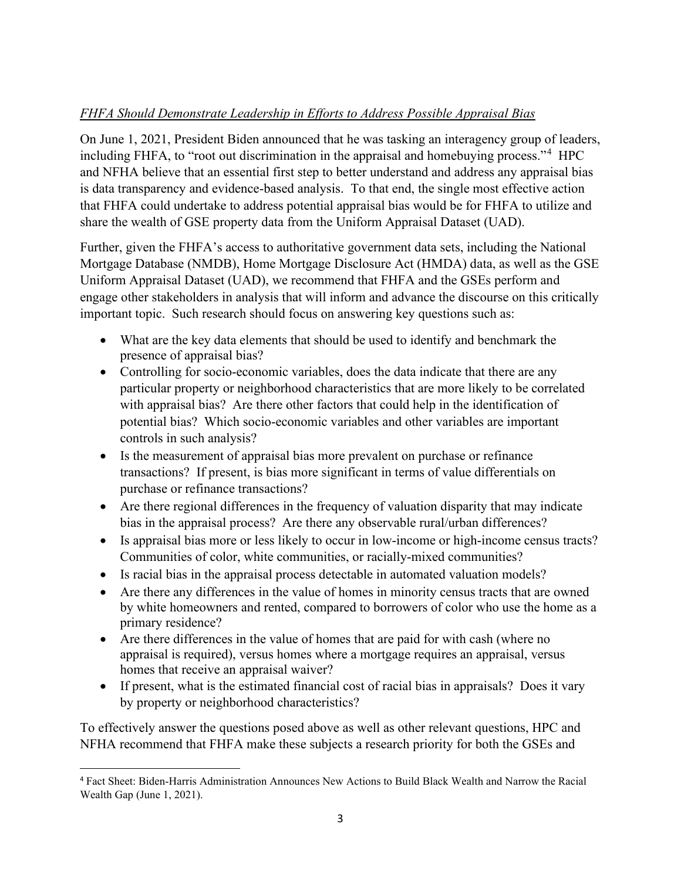*FHFA Should Demonstrate Leadership in Efforts to Address Possible Appraisal Bias*

On June 1, 2021, President Biden announced that he was tasking an interagency group of leaders, including FHFA, to "root out discrimination in the appraisal and homebuying process."[4] HPC and NFHA believe that an essential first step to better understand and address any appraisal bias is data transparency and evidence-based analysis. To that end, the single most effective action that FHFA could undertake to address potential appraisal bias would be for FHFA to utilize and share the wealth of GSE property data from the Uniform Appraisal Dataset (UAD).

Further, given the FHFA's access to authoritative government data sets, including the National Mortgage Database (NMDB), Home Mortgage Disclosure Act (HMDA) data, as well as the GSE Uniform Appraisal Dataset (UAD), we recommend that FHFA and the GSEs perform and engage other stakeholders in analysis that will inform and advance the discourse on this critically important topic. Such research should focus on answering key questions such as:

- What are the key data elements that should be used to identify and benchmark the presence of appraisal bias?
- Controlling for socio-economic variables, does the data indicate that there are any particular property or neighborhood characteristics that are more likely to be correlated with appraisal bias? Are there other factors that could help in the identification of potential bias? Which socio-economic variables and other variables are important controls in such analysis?
- Is the measurement of appraisal bias more prevalent on purchase or refinance transactions? If present, is bias more significant in terms of value differentials on purchase or refinance transactions?
- Are there regional differences in the frequency of valuation disparity that may indicate bias in the appraisal process? Are there any observable rural/urban differences?
- Is appraisal bias more or less likely to occur in low-income or high-income census tracts? Communities of color, white communities, or racially-mixed communities?
- Is racial bias in the appraisal process detectable in automated valuation models?
- Are there any differences in the value of homes in minority census tracts that are owned by white homeowners and rented, compared to borrowers of color who use the home as a primary residence?
- Are there differences in the value of homes that are paid for with cash (where no appraisal is required), versus homes where a mortgage requires an appraisal, versus homes that receive an appraisal waiver?
- If present, what is the estimated financial cost of racial bias in appraisals? Does it vary by property or neighborhood characteristics?

To effectively answer the questions posed above as well as other relevant questions, HPC and NFHA recommend that FHFA make these subjects a research priority for both the GSEs and

[4] Fact Sheet: Biden-Harris Administration Announces New Actions to Build Black Wealth and Narrow the Racial Wealth Gap (June 1, 2021).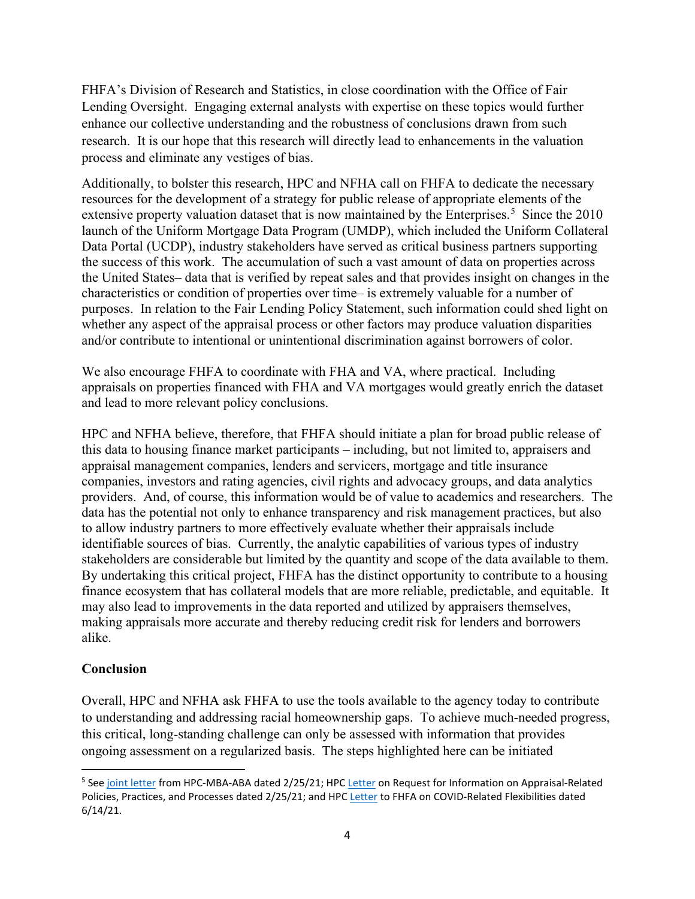FHFA's Division of Research and Statistics, in close coordination with the Office of Fair Lending Oversight. Engaging external analysts with expertise on these topics would further enhance our collective understanding and the robustness of conclusions drawn from such research. It is our hope that this research will directly lead to enhancements in the valuation process and eliminate any vestiges of bias.

Additionally, to bolster this research, HPC and NFHA call on FHFA to dedicate the necessary resources for the development of a strategy for public release of appropriate elements of the extensive property valuation dataset that is now maintained by the Enterprises.[5] Since the 2010 launch of the Uniform Mortgage Data Program (UMDP), which included the Uniform Collateral Data Portal (UCDP), industry stakeholders have served as critical business partners supporting the success of this work. The accumulation of such a vast amount of data on properties across the United States– data that is verified by repeat sales and that provides insight on changes in the characteristics or condition of properties over time– is extremely valuable for a number of purposes. In relation to the Fair Lending Policy Statement, such information could shed light on whether any aspect of the appraisal process or other factors may produce valuation disparities and/or contribute to intentional or unintentional discrimination against borrowers of color.

We also encourage FHFA to coordinate with FHA and VA, where practical. Including appraisals on properties financed with FHA and VA mortgages would greatly enrich the dataset and lead to more relevant policy conclusions.

HPC and NFHA believe, therefore, that FHFA should initiate a plan for broad public release of this data to housing finance market participants – including, but not limited to, appraisers and appraisal management companies, lenders and servicers, mortgage and title insurance companies, investors and rating agencies, civil rights and advocacy groups, and data analytics providers. And, of course, this information would be of value to academics and researchers. The data has the potential not only to enhance transparency and risk management practices, but also to allow industry partners to more effectively evaluate whether their appraisals include identifiable sources of bias. Currently, the analytic capabilities of various types of industry stakeholders are considerable but limited by the quantity and scope of the data available to them. By undertaking this critical project, FHFA has the distinct opportunity to contribute to a housing finance ecosystem that has collateral models that are more reliable, predictable, and equitable. It may also lead to improvements in the data reported and utilized by appraisers themselves, making appraisals more accurate and thereby reducing credit risk for lenders and borrowers alike.

## Conclusion

Overall, HPC and NFHA ask FHFA to use the tools available to the agency today to contribute to understanding and addressing racial homeownership gaps. To achieve much-needed progress, this critical, long-standing challenge can only be assessed with information that provides ongoing assessment on a regularized basis. The steps highlighted here can be initiated

---

[5] See joint letter from HPC-MBA-ABA dated 2/25/21; HPC Letter on Request for Information on Appraisal-Related Policies, Practices, and Processes dated 2/25/21; and HPC Letter to FHFA on COVID-Related Flexibilities dated 6/14/21.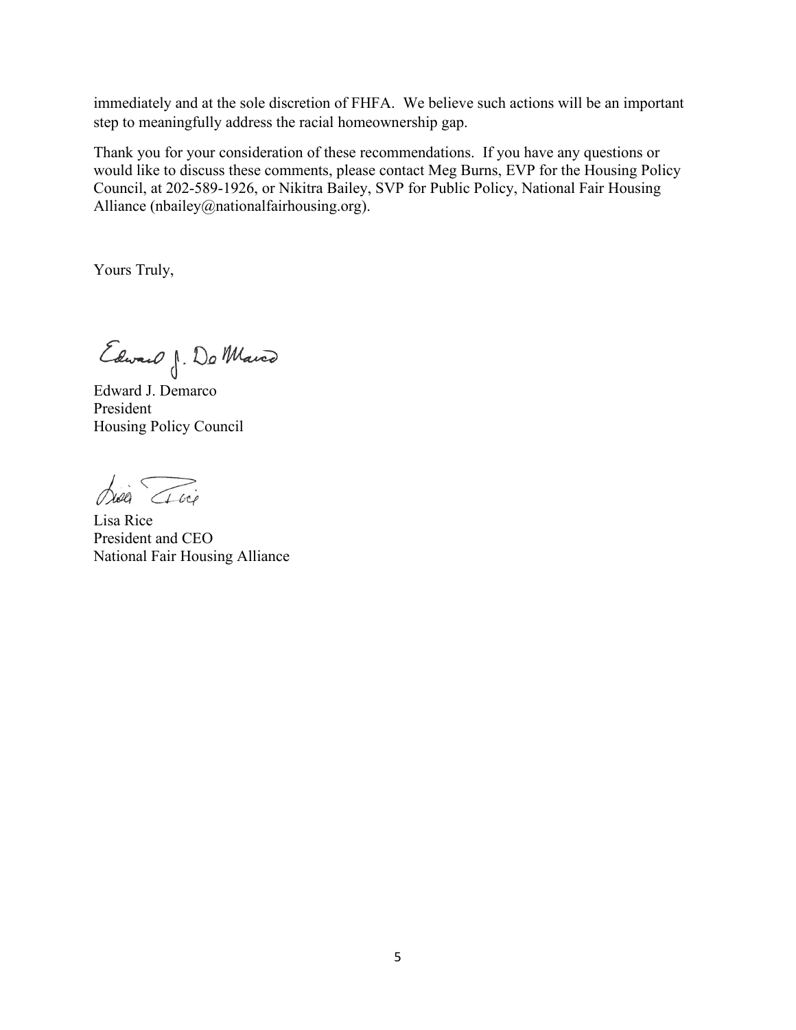immediately and at the sole discretion of FHFA. We believe such actions will be an important step to meaningfully address the racial homeownership gap.

Thank you for your consideration of these recommendations. If you have any questions or would like to discuss these comments, please contact Meg Burns, EVP for the Housing Policy Council, at 202-589-1926, or Nikitra Bailey, SVP for Public Policy, National Fair Housing Alliance (nbailey@nationalfairhousing.org).

Yours Truly,

Edward J. Demarco
President
Housing Policy Council

Lisa Rice
President and CEO
National Fair Housing Alliance